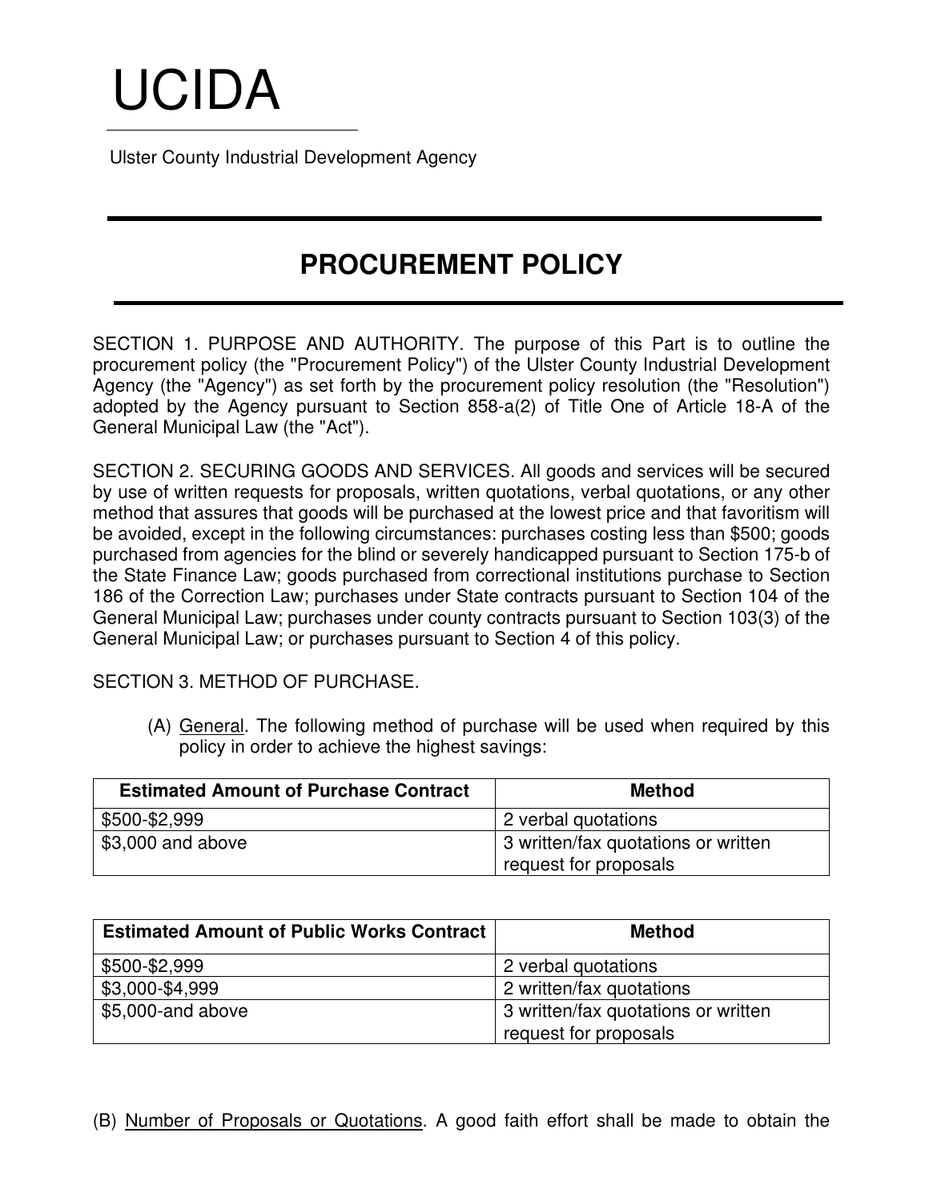# UCIDA

Ulster County Industrial Development Agency

## PROCUREMENT POLICY

SECTION 1. PURPOSE AND AUTHORITY. The purpose of this Part is to outline the procurement policy (the "Procurement Policy") of the Ulster County Industrial Development Agency (the "Agency") as set forth by the procurement policy resolution (the "Resolution") adopted by the Agency pursuant to Section 858-a(2) of Title One of Article 18-A of the General Municipal Law (the "Act").

SECTION 2. SECURING GOODS AND SERVICES. All goods and services will be secured by use of written requests for proposals, written quotations, verbal quotations, or any other method that assures that goods will be purchased at the lowest price and that favoritism will be avoided, except in the following circumstances: purchases costing less than $500; goods purchased from agencies for the blind or severely handicapped pursuant to Section 175-b of the State Finance Law; goods purchased from correctional institutions purchase to Section 186 of the Correction Law; purchases under State contracts pursuant to Section 104 of the General Municipal Law; purchases under county contracts pursuant to Section 103(3) of the General Municipal Law; or purchases pursuant to Section 4 of this policy.

SECTION 3. METHOD OF PURCHASE.

(A) General. The following method of purchase will be used when required by this policy in order to achieve the highest savings:

| Estimated Amount of Purchase Contract | Method |
| --- | --- |
| $500-$2,999 | 2 verbal quotations |
| $3,000 and above | 3 written/fax quotations or written request for proposals |

| Estimated Amount of Public Works Contract | Method |
| --- | --- |
| $500-$2,999 | 2 verbal quotations |
| $3,000-$4,999 | 2 written/fax quotations |
| $5,000-and above | 3 written/fax quotations or written request for proposals |

(B) Number of Proposals or Quotations. A good faith effort shall be made to obtain the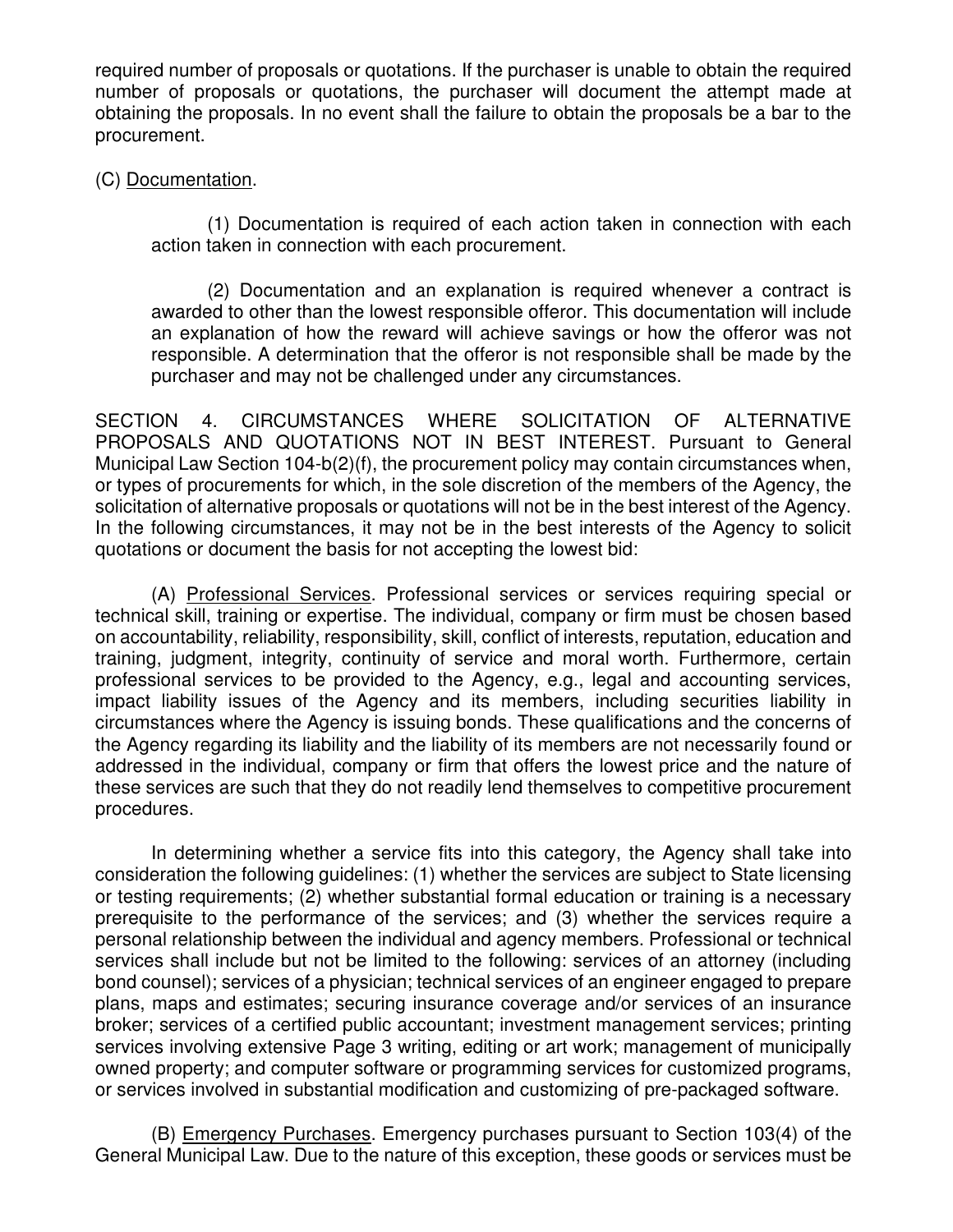required number of proposals or quotations. If the purchaser is unable to obtain the required number of proposals or quotations, the purchaser will document the attempt made at obtaining the proposals. In no event shall the failure to obtain the proposals be a bar to the procurement.

(C) Documentation.

(1) Documentation is required of each action taken in connection with each action taken in connection with each procurement.

(2) Documentation and an explanation is required whenever a contract is awarded to other than the lowest responsible offeror. This documentation will include an explanation of how the reward will achieve savings or how the offeror was not responsible. A determination that the offeror is not responsible shall be made by the purchaser and may not be challenged under any circumstances.

SECTION 4. CIRCUMSTANCES WHERE SOLICITATION OF ALTERNATIVE PROPOSALS AND QUOTATIONS NOT IN BEST INTEREST. Pursuant to General Municipal Law Section 104-b(2)(f), the procurement policy may contain circumstances when, or types of procurements for which, in the sole discretion of the members of the Agency, the solicitation of alternative proposals or quotations will not be in the best interest of the Agency. In the following circumstances, it may not be in the best interests of the Agency to solicit quotations or document the basis for not accepting the lowest bid:

(A) Professional Services. Professional services or services requiring special or technical skill, training or expertise. The individual, company or firm must be chosen based on accountability, reliability, responsibility, skill, conflict of interests, reputation, education and training, judgment, integrity, continuity of service and moral worth. Furthermore, certain professional services to be provided to the Agency, e.g., legal and accounting services, impact liability issues of the Agency and its members, including securities liability in circumstances where the Agency is issuing bonds. These qualifications and the concerns of the Agency regarding its liability and the liability of its members are not necessarily found or addressed in the individual, company or firm that offers the lowest price and the nature of these services are such that they do not readily lend themselves to competitive procurement procedures.

In determining whether a service fits into this category, the Agency shall take into consideration the following guidelines: (1) whether the services are subject to State licensing or testing requirements; (2) whether substantial formal education or training is a necessary prerequisite to the performance of the services; and (3) whether the services require a personal relationship between the individual and agency members. Professional or technical services shall include but not be limited to the following: services of an attorney (including bond counsel); services of a physician; technical services of an engineer engaged to prepare plans, maps and estimates; securing insurance coverage and/or services of an insurance broker; services of a certified public accountant; investment management services; printing services involving extensive Page 3 writing, editing or art work; management of municipally owned property; and computer software or programming services for customized programs, or services involved in substantial modification and customizing of pre-packaged software.

(B) Emergency Purchases. Emergency purchases pursuant to Section 103(4) of the General Municipal Law. Due to the nature of this exception, these goods or services must be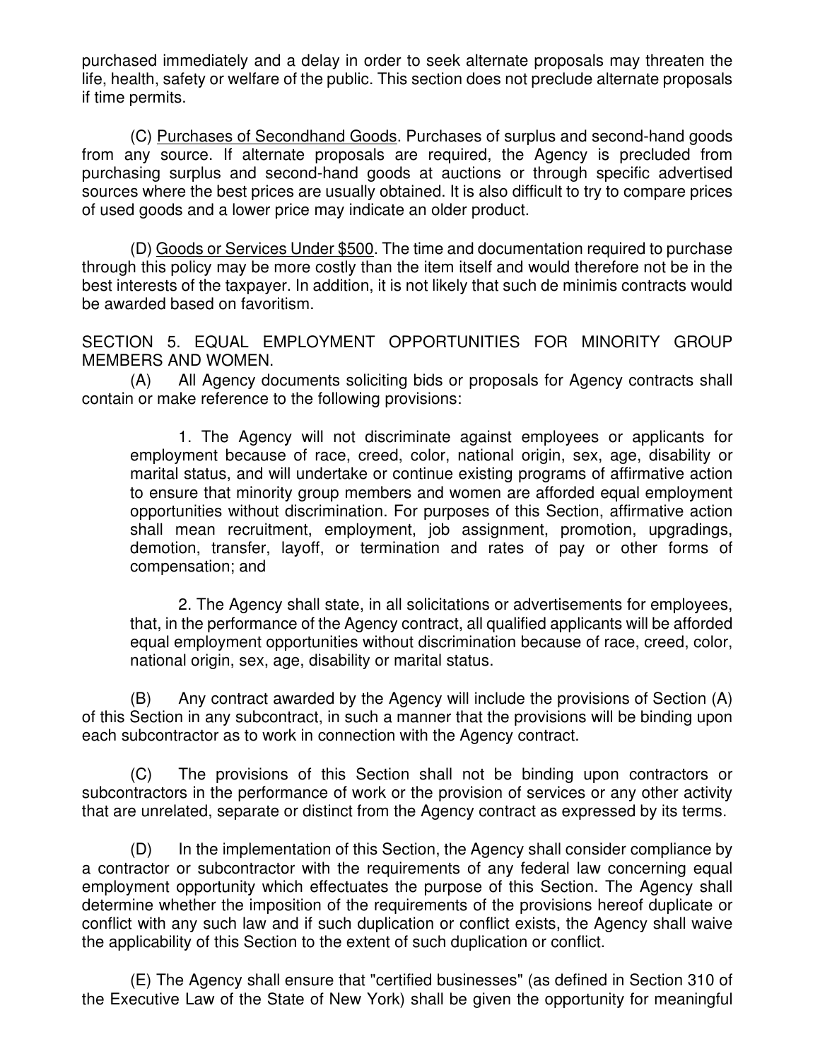purchased immediately and a delay in order to seek alternate proposals may threaten the life, health, safety or welfare of the public. This section does not preclude alternate proposals if time permits.

(C) Purchases of Secondhand Goods. Purchases of surplus and second-hand goods from any source. If alternate proposals are required, the Agency is precluded from purchasing surplus and second-hand goods at auctions or through specific advertised sources where the best prices are usually obtained. It is also difficult to try to compare prices of used goods and a lower price may indicate an older product.

(D) Goods or Services Under $500. The time and documentation required to purchase through this policy may be more costly than the item itself and would therefore not be in the best interests of the taxpayer. In addition, it is not likely that such de minimis contracts would be awarded based on favoritism.

SECTION 5. EQUAL EMPLOYMENT OPPORTUNITIES FOR MINORITY GROUP MEMBERS AND WOMEN.

(A) All Agency documents soliciting bids or proposals for Agency contracts shall contain or make reference to the following provisions:

> 1. The Agency will not discriminate against employees or applicants for employment because of race, creed, color, national origin, sex, age, disability or marital status, and will undertake or continue existing programs of affirmative action to ensure that minority group members and women are afforded equal employment opportunities without discrimination. For purposes of this Section, affirmative action shall mean recruitment, employment, job assignment, promotion, upgradings, demotion, transfer, layoff, or termination and rates of pay or other forms of compensation; and
>
> 2. The Agency shall state, in all solicitations or advertisements for employees, that, in the performance of the Agency contract, all qualified applicants will be afforded equal employment opportunities without discrimination because of race, creed, color, national origin, sex, age, disability or marital status.

(B) Any contract awarded by the Agency will include the provisions of Section (A) of this Section in any subcontract, in such a manner that the provisions will be binding upon each subcontractor as to work in connection with the Agency contract.

(C) The provisions of this Section shall not be binding upon contractors or subcontractors in the performance of work or the provision of services or any other activity that are unrelated, separate or distinct from the Agency contract as expressed by its terms.

(D) In the implementation of this Section, the Agency shall consider compliance by a contractor or subcontractor with the requirements of any federal law concerning equal employment opportunity which effectuates the purpose of this Section. The Agency shall determine whether the imposition of the requirements of the provisions hereof duplicate or conflict with any such law and if such duplication or conflict exists, the Agency shall waive the applicability of this Section to the extent of such duplication or conflict.

(E) The Agency shall ensure that "certified businesses" (as defined in Section 310 of the Executive Law of the State of New York) shall be given the opportunity for meaningful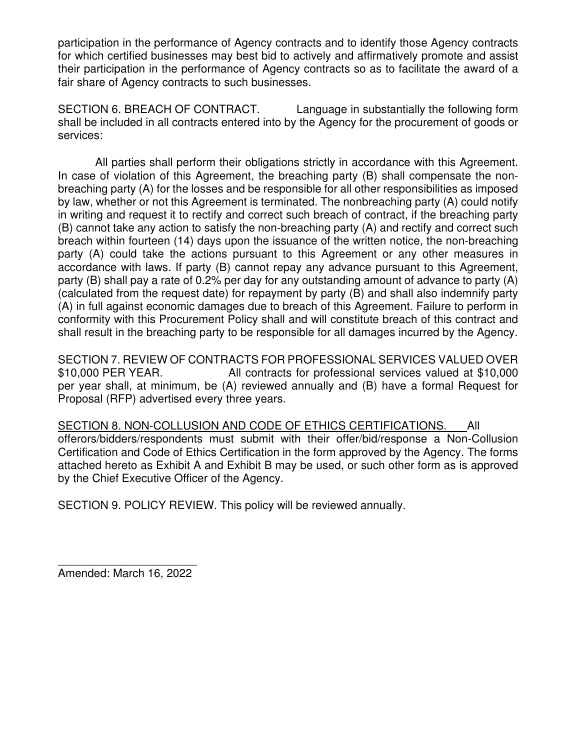participation in the performance of Agency contracts and to identify those Agency contracts for which certified businesses may best bid to actively and affirmatively promote and assist their participation in the performance of Agency contracts so as to facilitate the award of a fair share of Agency contracts to such businesses.

SECTION 6. BREACH OF CONTRACT. Language in substantially the following form shall be included in all contracts entered into by the Agency for the procurement of goods or services:

All parties shall perform their obligations strictly in accordance with this Agreement. In case of violation of this Agreement, the breaching party (B) shall compensate the non-breaching party (A) for the losses and be responsible for all other responsibilities as imposed by law, whether or not this Agreement is terminated. The nonbreaching party (A) could notify in writing and request it to rectify and correct such breach of contract, if the breaching party (B) cannot take any action to satisfy the non-breaching party (A) and rectify and correct such breach within fourteen (14) days upon the issuance of the written notice, the non-breaching party (A) could take the actions pursuant to this Agreement or any other measures in accordance with laws. If party (B) cannot repay any advance pursuant to this Agreement, party (B) shall pay a rate of 0.2% per day for any outstanding amount of advance to party (A) (calculated from the request date) for repayment by party (B) and shall also indemnify party (A) in full against economic damages due to breach of this Agreement. Failure to perform in conformity with this Procurement Policy shall and will constitute breach of this contract and shall result in the breaching party to be responsible for all damages incurred by the Agency.

SECTION 7. REVIEW OF CONTRACTS FOR PROFESSIONAL SERVICES VALUED OVER $10,000 PER YEAR. All contracts for professional services valued at $10,000 per year shall, at minimum, be (A) reviewed annually and (B) have a formal Request for Proposal (RFP) advertised every three years.

<u>SECTION 8. NON-COLLUSION AND CODE OF ETHICS CERTIFICATIONS.</u> All offerors/bidders/respondents must submit with their offer/bid/response a Non-Collusion Certification and Code of Ethics Certification in the form approved by the Agency. The forms attached hereto as Exhibit A and Exhibit B may be used, or such other form as is approved by the Chief Executive Officer of the Agency.

SECTION 9. POLICY REVIEW. This policy will be reviewed annually.

---

Amended: March 16, 2022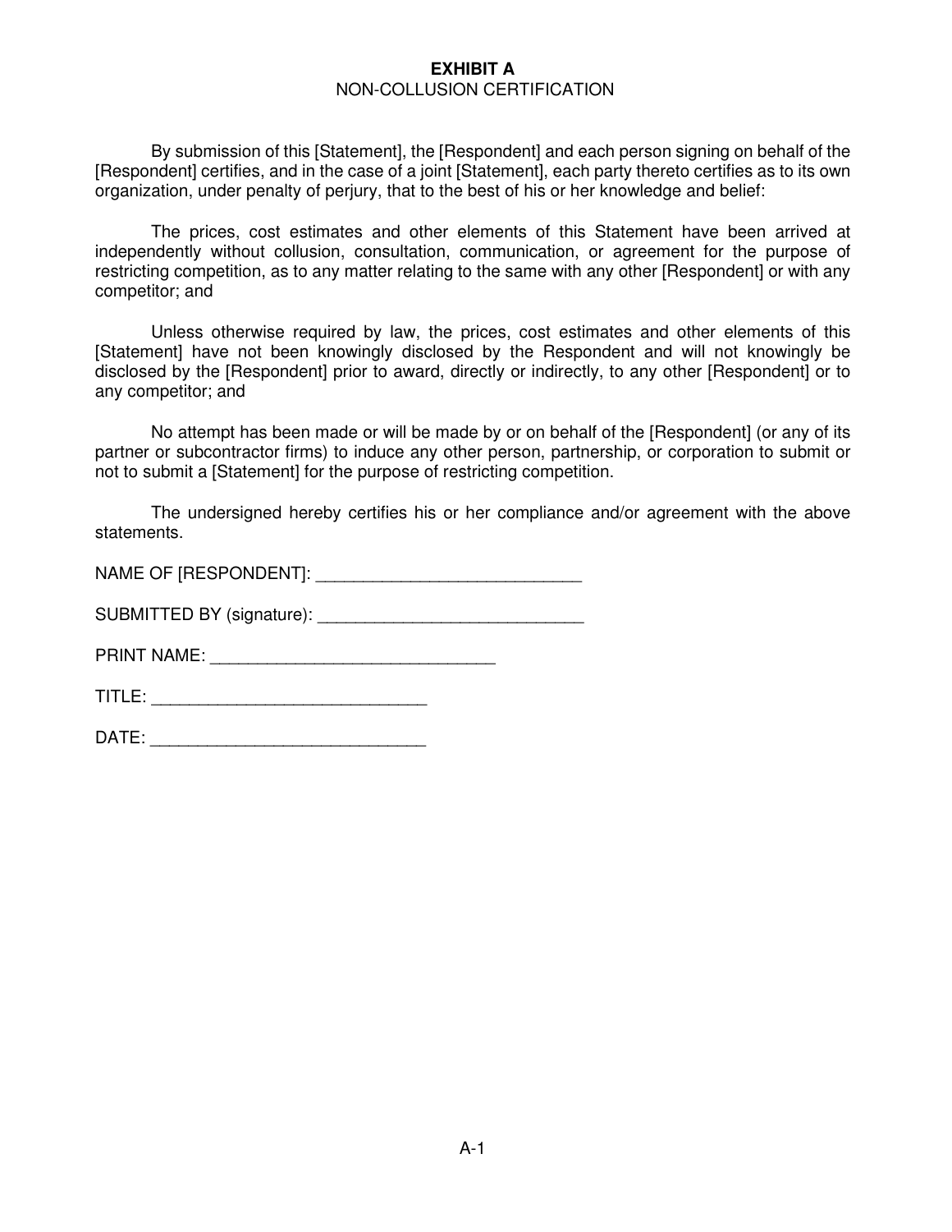**EXHIBIT A**

NON-COLLUSION CERTIFICATION

By submission of this [Statement], the [Respondent] and each person signing on behalf of the [Respondent] certifies, and in the case of a joint [Statement], each party thereto certifies as to its own organization, under penalty of perjury, that to the best of his or her knowledge and belief:

The prices, cost estimates and other elements of this Statement have been arrived at independently without collusion, consultation, communication, or agreement for the purpose of restricting competition, as to any matter relating to the same with any other [Respondent] or with any competitor; and

Unless otherwise required by law, the prices, cost estimates and other elements of this [Statement] have not been knowingly disclosed by the Respondent and will not knowingly be disclosed by the [Respondent] prior to award, directly or indirectly, to any other [Respondent] or to any competitor; and

No attempt has been made or will be made by or on behalf of the [Respondent] (or any of its partner or subcontractor firms) to induce any other person, partnership, or corporation to submit or not to submit a [Statement] for the purpose of restricting competition.

The undersigned hereby certifies his or her compliance and/or agreement with the above statements.

NAME OF [RESPONDENT]: ____________________________

SUBMITTED BY (signature): ____________________________

PRINT NAME: ______________________________

TITLE: _____________________________

DATE: _____________________________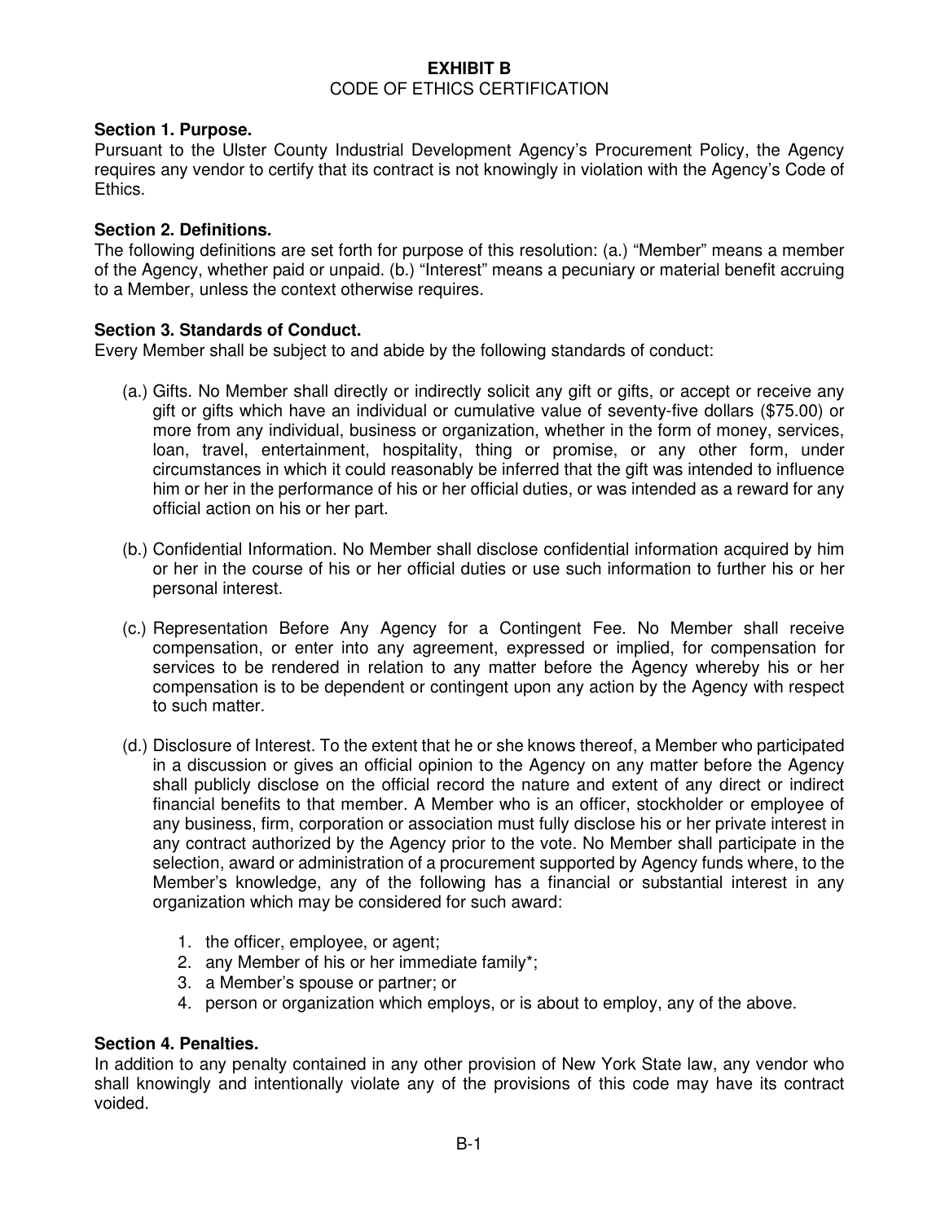# EXHIBIT B

CODE OF ETHICS CERTIFICATION

**Section 1. Purpose.**
Pursuant to the Ulster County Industrial Development Agency's Procurement Policy, the Agency requires any vendor to certify that its contract is not knowingly in violation with the Agency's Code of Ethics.

**Section 2. Definitions.**
The following definitions are set forth for purpose of this resolution: (a.) "Member" means a member of the Agency, whether paid or unpaid. (b.) "Interest" means a pecuniary or material benefit accruing to a Member, unless the context otherwise requires.

**Section 3. Standards of Conduct.**
Every Member shall be subject to and abide by the following standards of conduct:

(a.) Gifts. No Member shall directly or indirectly solicit any gift or gifts, or accept or receive any gift or gifts which have an individual or cumulative value of seventy-five dollars ($75.00) or more from any individual, business or organization, whether in the form of money, services, loan, travel, entertainment, hospitality, thing or promise, or any other form, under circumstances in which it could reasonably be inferred that the gift was intended to influence him or her in the performance of his or her official duties, or was intended as a reward for any official action on his or her part.

(b.) Confidential Information. No Member shall disclose confidential information acquired by him or her in the course of his or her official duties or use such information to further his or her personal interest.

(c.) Representation Before Any Agency for a Contingent Fee. No Member shall receive compensation, or enter into any agreement, expressed or implied, for compensation for services to be rendered in relation to any matter before the Agency whereby his or her compensation is to be dependent or contingent upon any action by the Agency with respect to such matter.

(d.) Disclosure of Interest. To the extent that he or she knows thereof, a Member who participated in a discussion or gives an official opinion to the Agency on any matter before the Agency shall publicly disclose on the official record the nature and extent of any direct or indirect financial benefits to that member. A Member who is an officer, stockholder or employee of any business, firm, corporation or association must fully disclose his or her private interest in any contract authorized by the Agency prior to the vote. No Member shall participate in the selection, award or administration of a procurement supported by Agency funds where, to the Member's knowledge, any of the following has a financial or substantial interest in any organization which may be considered for such award:

1. the officer, employee, or agent;
2. any Member of his or her immediate family*;
3. a Member's spouse or partner; or
4. person or organization which employs, or is about to employ, any of the above.

**Section 4. Penalties.**
In addition to any penalty contained in any other provision of New York State law, any vendor who shall knowingly and intentionally violate any of the provisions of this code may have its contract voided.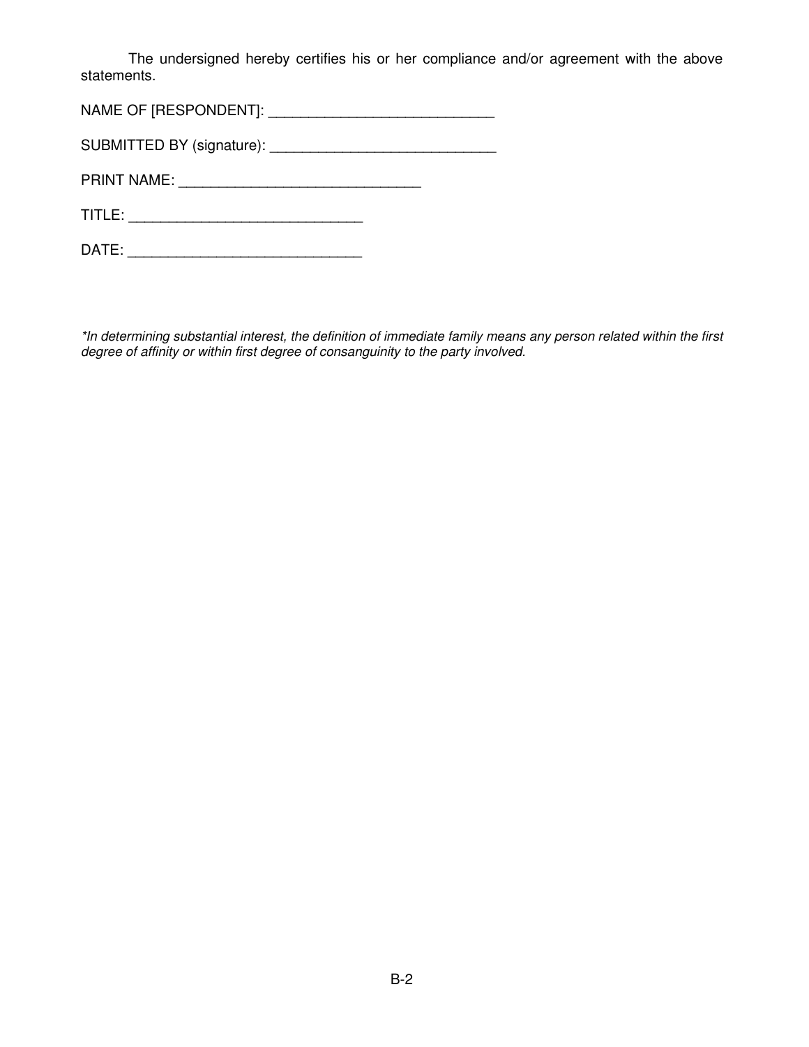The undersigned hereby certifies his or her compliance and/or agreement with the above statements.

NAME OF [RESPONDENT]: ____________________________

SUBMITTED BY (signature): ____________________________

PRINT NAME: ______________________________

TITLE: _____________________________

DATE: _____________________________

*In determining substantial interest, the definition of immediate family means any person related within the first degree of affinity or within first degree of consanguinity to the party involved.*